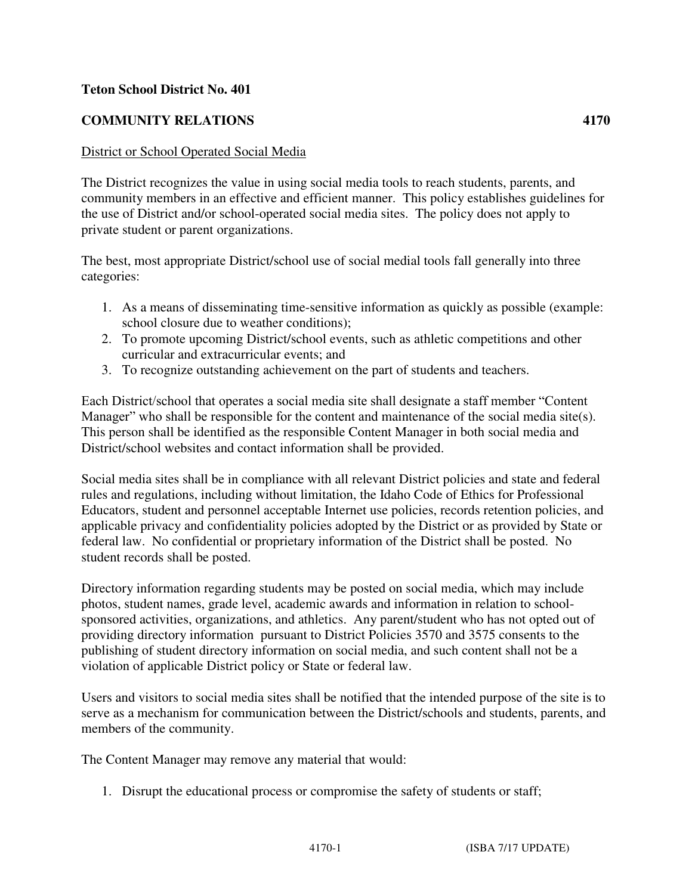**Teton School District No. 401**

**COMMUNITY RELATIONS 4170**

District or School Operated Social Media

The District recognizes the value in using social media tools to reach students, parents, and community members in an effective and efficient manner. This policy establishes guidelines for the use of District and/or school-operated social media sites. The policy does not apply to private student or parent organizations.

The best, most appropriate District/school use of social medial tools fall generally into three categories:

1. As a means of disseminating time-sensitive information as quickly as possible (example: school closure due to weather conditions);
2. To promote upcoming District/school events, such as athletic competitions and other curricular and extracurricular events; and
3. To recognize outstanding achievement on the part of students and teachers.

Each District/school that operates a social media site shall designate a staff member "Content Manager" who shall be responsible for the content and maintenance of the social media site(s). This person shall be identified as the responsible Content Manager in both social media and District/school websites and contact information shall be provided.

Social media sites shall be in compliance with all relevant District policies and state and federal rules and regulations, including without limitation, the Idaho Code of Ethics for Professional Educators, student and personnel acceptable Internet use policies, records retention policies, and applicable privacy and confidentiality policies adopted by the District or as provided by State or federal law. No confidential or proprietary information of the District shall be posted. No student records shall be posted.

Directory information regarding students may be posted on social media, which may include photos, student names, grade level, academic awards and information in relation to school-sponsored activities, organizations, and athletics. Any parent/student who has not opted out of providing directory information pursuant to District Policies 3570 and 3575 consents to the publishing of student directory information on social media, and such content shall not be a violation of applicable District policy or State or federal law.

Users and visitors to social media sites shall be notified that the intended purpose of the site is to serve as a mechanism for communication between the District/schools and students, parents, and members of the community.

The Content Manager may remove any material that would:

1. Disrupt the educational process or compromise the safety of students or staff;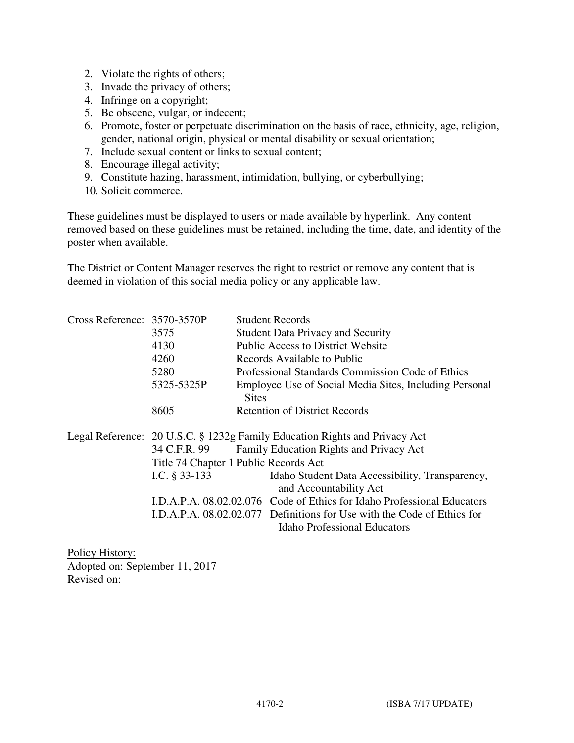2. Violate the rights of others;
3. Invade the privacy of others;
4. Infringe on a copyright;
5. Be obscene, vulgar, or indecent;
6. Promote, foster or perpetuate discrimination on the basis of race, ethnicity, age, religion, gender, national origin, physical or mental disability or sexual orientation;
7. Include sexual content or links to sexual content;
8. Encourage illegal activity;
9. Constitute hazing, harassment, intimidation, bullying, or cyberbullying;
10. Solicit commerce.

These guidelines must be displayed to users or made available by hyperlink. Any content removed based on these guidelines must be retained, including the time, date, and identity of the poster when available.

The District or Content Manager reserves the right to restrict or remove any content that is deemed in violation of this social media policy or any applicable law.

| | | |
|---|---|---|
| Cross Reference: | 3570-3570P | Student Records |
| | 3575 | Student Data Privacy and Security |
| | 4130 | Public Access to District Website |
| | 4260 | Records Available to Public |
| | 5280 | Professional Standards Commission Code of Ethics |
| | 5325-5325P | Employee Use of Social Media Sites, Including Personal Sites |
| | 8605 | Retention of District Records |

| | | |
|---|---|---|
| Legal Reference: | 20 U.S.C. § 1232g | Family Education Rights and Privacy Act |
| | 34 C.F.R. 99 | Family Education Rights and Privacy Act |
| | Title 74 Chapter 1 Public Records Act | |
| | I.C. § 33-133 | Idaho Student Data Accessibility, Transparency, and Accountability Act |
| | I.D.A.P.A. 08.02.02.076 | Code of Ethics for Idaho Professional Educators |
| | I.D.A.P.A. 08.02.02.077 | Definitions for Use with the Code of Ethics for Idaho Professional Educators |

Policy History:
Adopted on: September 11, 2017
Revised on: